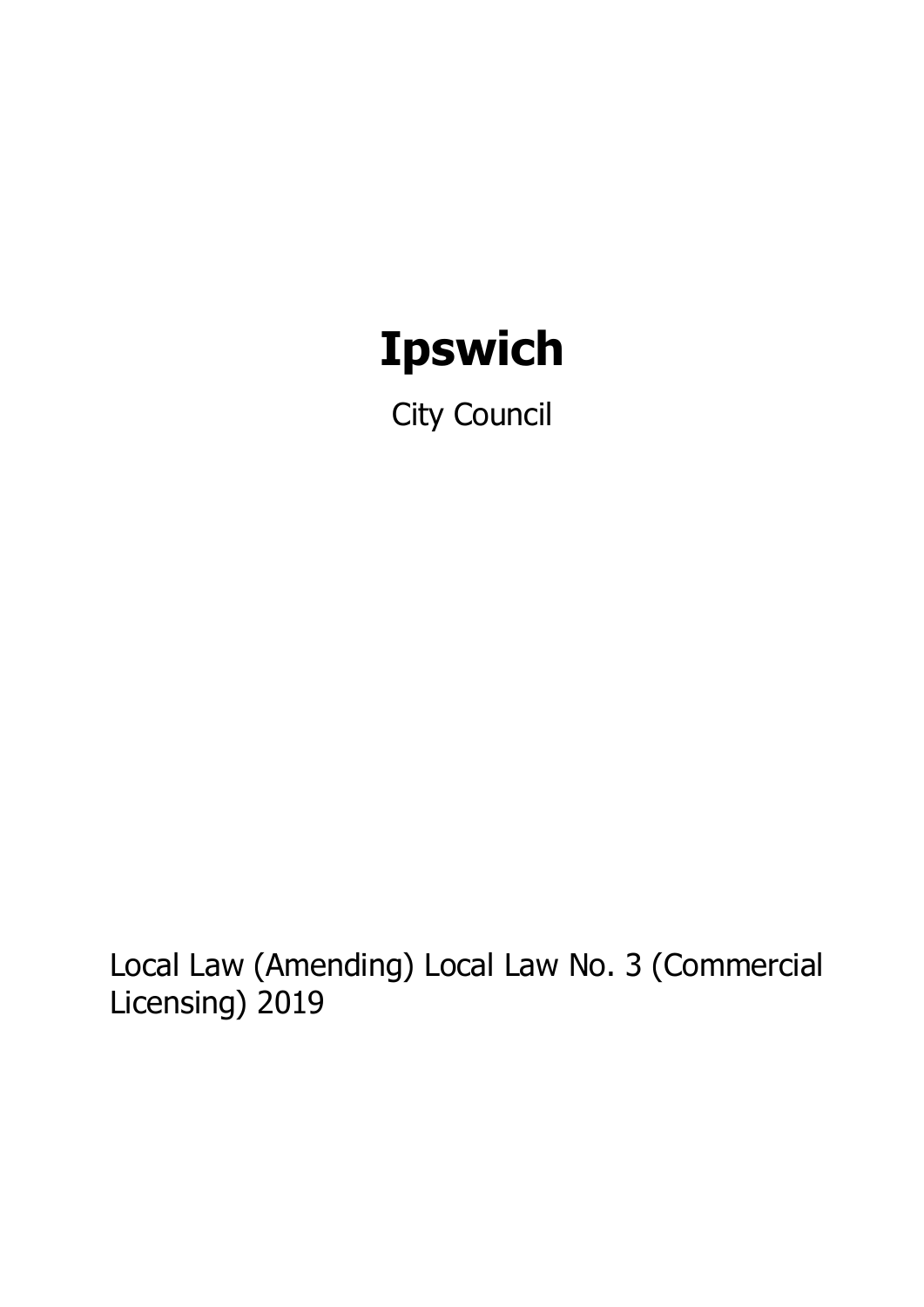# Ipswich

City Council

Local Law (Amending) Local Law No. 3 (Commercial Licensing) 2019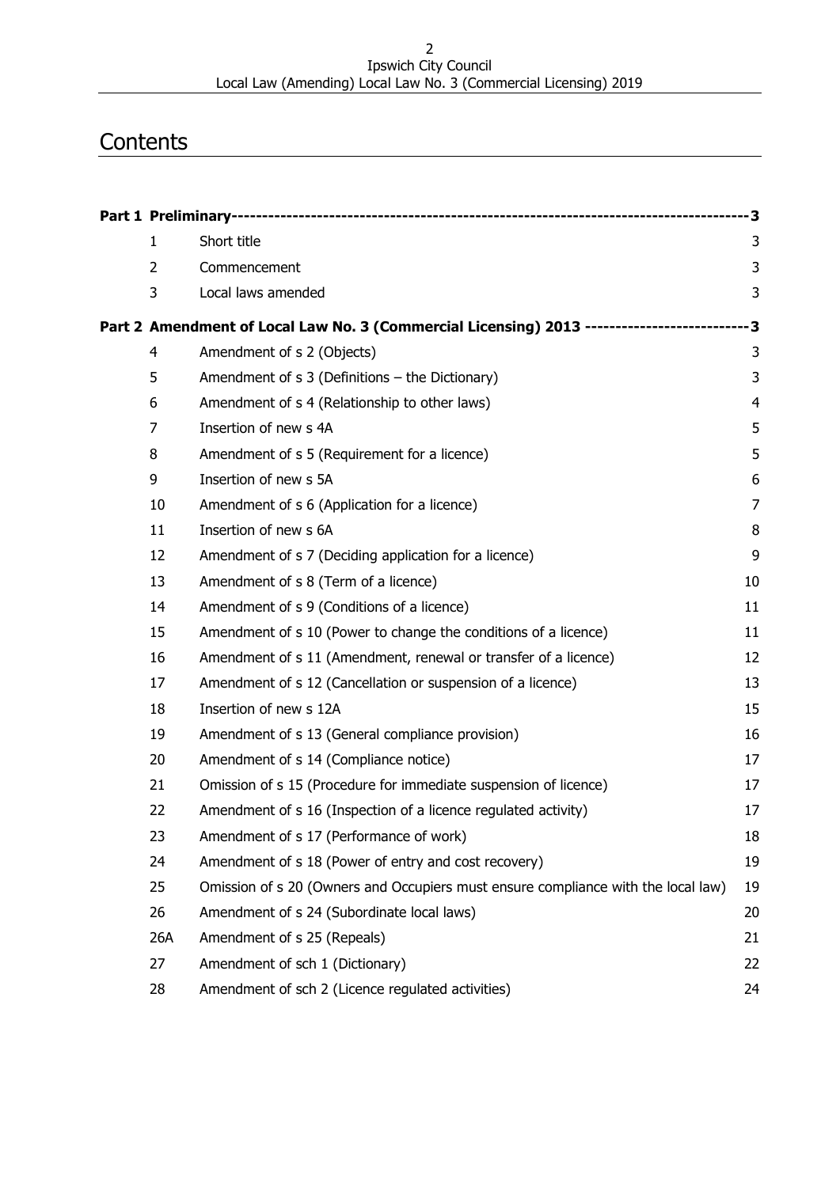# Contents

| | | |
|---|---|---|
| **Part 1 Preliminary** | | **3** |
| 1 | Short title | 3 |
| 2 | Commencement | 3 |
| 3 | Local laws amended | 3 |
| **Part 2 Amendment of Local Law No. 3 (Commercial Licensing) 2013** | | **3** |
| 4 | Amendment of s 2 (Objects) | 3 |
| 5 | Amendment of s 3 (Definitions – the Dictionary) | 3 |
| 6 | Amendment of s 4 (Relationship to other laws) | 4 |
| 7 | Insertion of new s 4A | 5 |
| 8 | Amendment of s 5 (Requirement for a licence) | 5 |
| 9 | Insertion of new s 5A | 6 |
| 10 | Amendment of s 6 (Application for a licence) | 7 |
| 11 | Insertion of new s 6A | 8 |
| 12 | Amendment of s 7 (Deciding application for a licence) | 9 |
| 13 | Amendment of s 8 (Term of a licence) | 10 |
| 14 | Amendment of s 9 (Conditions of a licence) | 11 |
| 15 | Amendment of s 10 (Power to change the conditions of a licence) | 11 |
| 16 | Amendment of s 11 (Amendment, renewal or transfer of a licence) | 12 |
| 17 | Amendment of s 12 (Cancellation or suspension of a licence) | 13 |
| 18 | Insertion of new s 12A | 15 |
| 19 | Amendment of s 13 (General compliance provision) | 16 |
| 20 | Amendment of s 14 (Compliance notice) | 17 |
| 21 | Omission of s 15 (Procedure for immediate suspension of licence) | 17 |
| 22 | Amendment of s 16 (Inspection of a licence regulated activity) | 17 |
| 23 | Amendment of s 17 (Performance of work) | 18 |
| 24 | Amendment of s 18 (Power of entry and cost recovery) | 19 |
| 25 | Omission of s 20 (Owners and Occupiers must ensure compliance with the local law) | 19 |
| 26 | Amendment of s 24 (Subordinate local laws) | 20 |
| 26A | Amendment of s 25 (Repeals) | 21 |
| 27 | Amendment of sch 1 (Dictionary) | 22 |
| 28 | Amendment of sch 2 (Licence regulated activities) | 24 |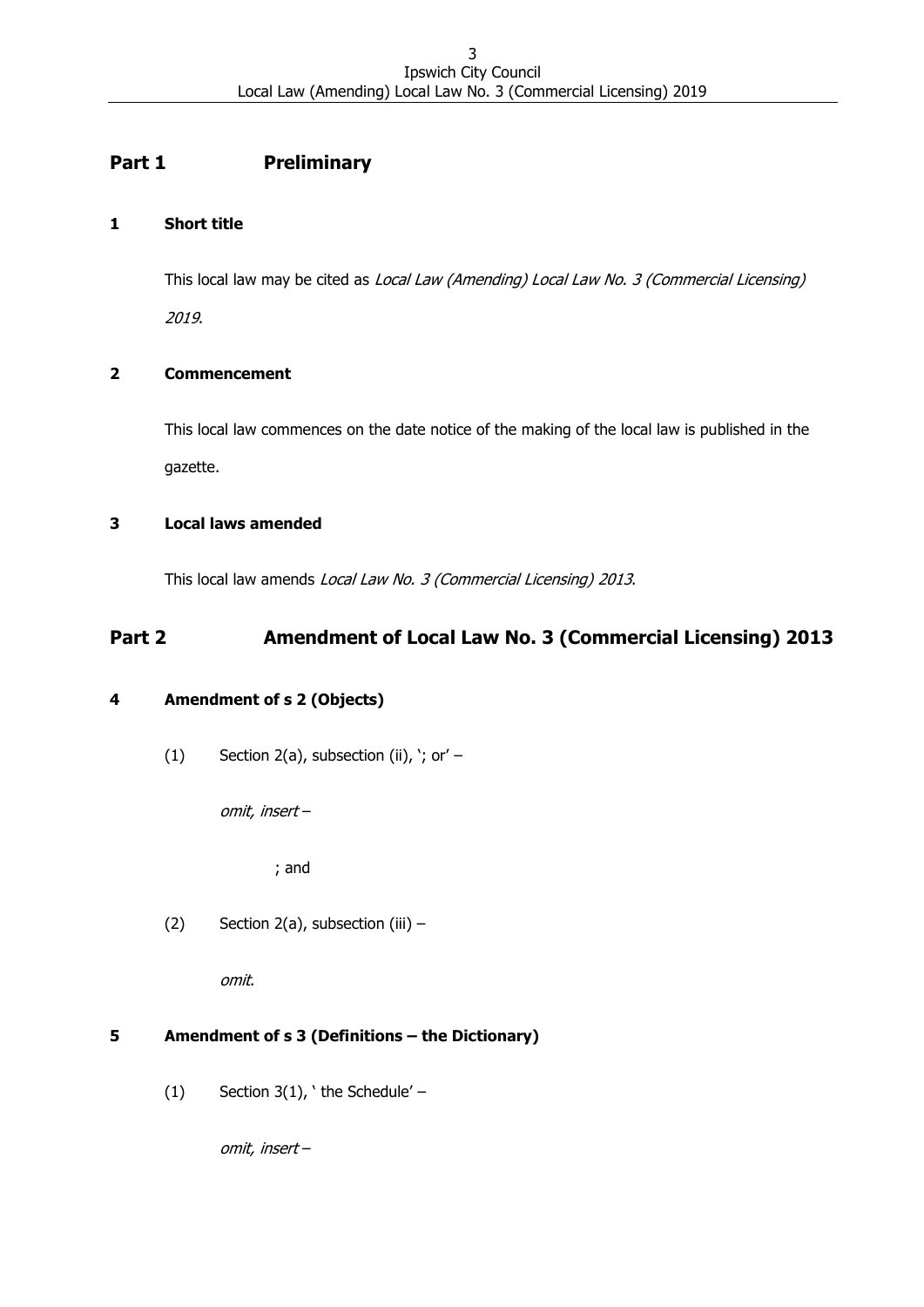## Part 1 Preliminary

### 1 Short title

This local law may be cited as *Local Law (Amending) Local Law No. 3 (Commercial Licensing) 2019*.

### 2 Commencement

This local law commences on the date notice of the making of the local law is published in the gazette.

### 3 Local laws amended

This local law amends *Local Law No. 3 (Commercial Licensing) 2013*.

## Part 2 Amendment of Local Law No. 3 (Commercial Licensing) 2013

### 4 Amendment of s 2 (Objects)

(1) Section 2(a), subsection (ii), '; or' –

*omit, insert* –

; and

(2) Section 2(a), subsection (iii) –

*omit*.

### 5 Amendment of s 3 (Definitions – the Dictionary)

(1) Section 3(1), ' the Schedule' –

*omit, insert* –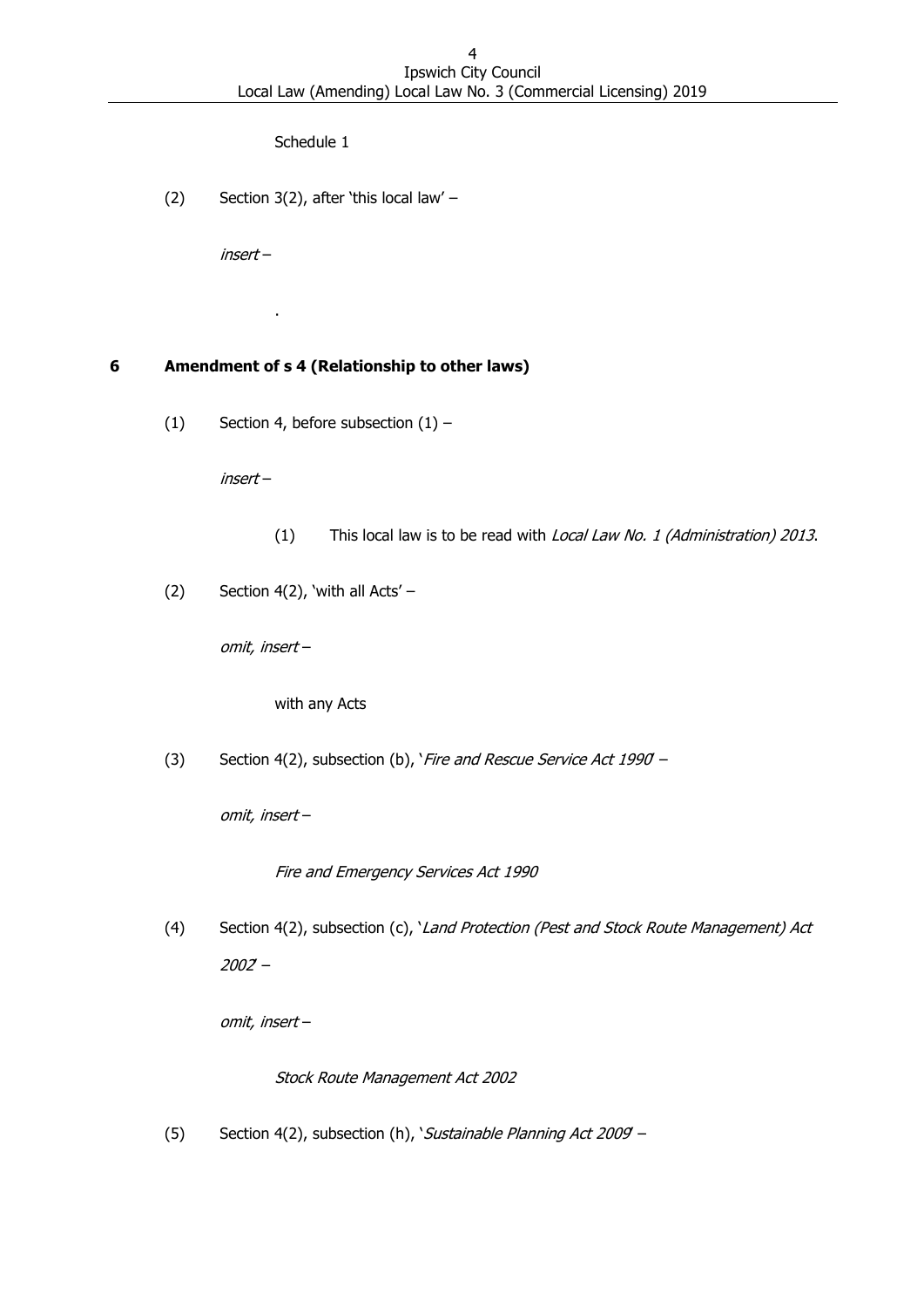Schedule 1

(2) Section 3(2), after 'this local law' –

*insert* –

.

## 6 Amendment of s 4 (Relationship to other laws)

(1) Section 4, before subsection (1) –

*insert* –

(1) This local law is to be read with *Local Law No. 1 (Administration) 2013*.

(2) Section 4(2), 'with all Acts' –

*omit, insert* –

with any Acts

(3) Section 4(2), subsection (b), '*Fire and Rescue Service Act 1990*' –

*omit, insert* –

*Fire and Emergency Services Act 1990*

(4) Section 4(2), subsection (c), '*Land Protection (Pest and Stock Route Management) Act 2002*' –

*omit, insert* –

*Stock Route Management Act 2002*

(5) Section 4(2), subsection (h), '*Sustainable Planning Act 2009*' –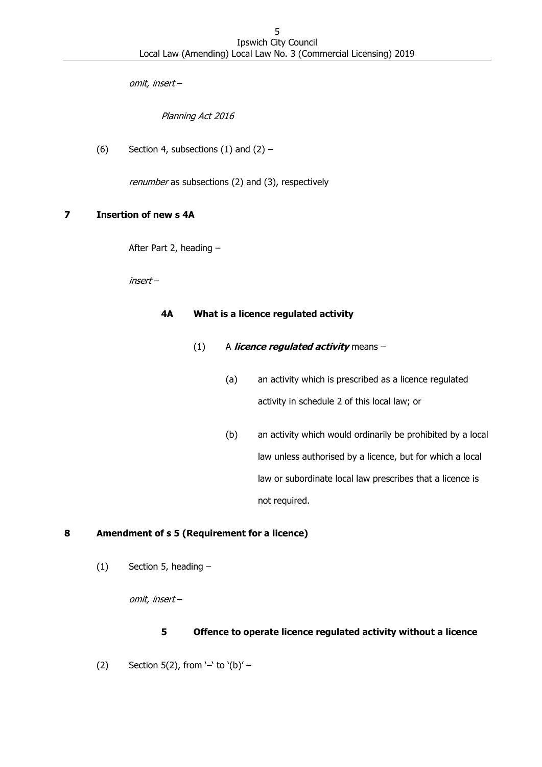*omit, insert* –

*Planning Act 2016*

(6) Section 4, subsections (1) and (2) –

*renumber* as subsections (2) and (3), respectively

## 7 Insertion of new s 4A

After Part 2, heading –

*insert* –

### 4A What is a licence regulated activity

(1) A ***licence regulated activity*** means –

(a) an activity which is prescribed as a licence regulated activity in schedule 2 of this local law; or

(b) an activity which would ordinarily be prohibited by a local law unless authorised by a licence, but for which a local law or subordinate local law prescribes that a licence is not required.

## 8 Amendment of s 5 (Requirement for a licence)

(1) Section 5, heading –

*omit, insert* –

### 5 Offence to operate licence regulated activity without a licence

(2) Section 5(2), from '–' to '(b)' –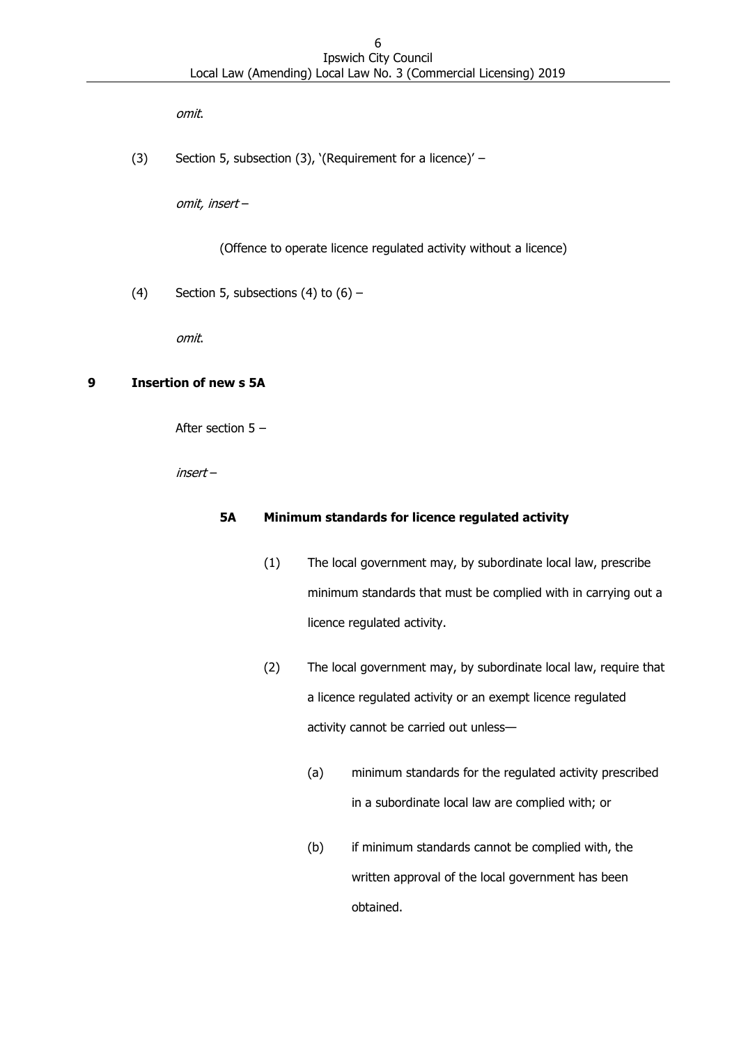*omit*.

(3) Section 5, subsection (3), '(Requirement for a licence)' –

*omit, insert* –

(Offence to operate licence regulated activity without a licence)

(4) Section 5, subsections (4) to (6) –

*omit*.

## 9 Insertion of new s 5A

After section 5 –

*insert* –

### 5A Minimum standards for licence regulated activity

(1) The local government may, by subordinate local law, prescribe minimum standards that must be complied with in carrying out a licence regulated activity.

(2) The local government may, by subordinate local law, require that a licence regulated activity or an exempt licence regulated activity cannot be carried out unless—

(a) minimum standards for the regulated activity prescribed in a subordinate local law are complied with; or

(b) if minimum standards cannot be complied with, the written approval of the local government has been obtained.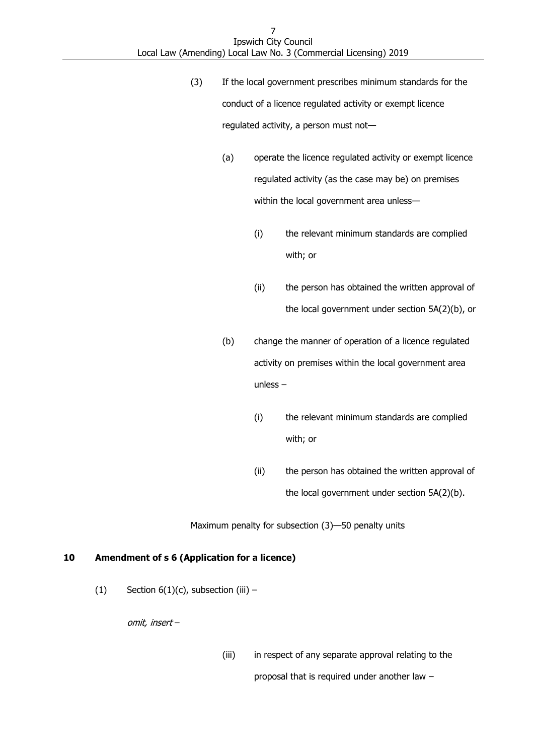(3) If the local government prescribes minimum standards for the conduct of a licence regulated activity or exempt licence regulated activity, a person must not—

(a) operate the licence regulated activity or exempt licence regulated activity (as the case may be) on premises within the local government area unless—

(i) the relevant minimum standards are complied with; or

(ii) the person has obtained the written approval of the local government under section 5A(2)(b), or

(b) change the manner of operation of a licence regulated activity on premises within the local government area unless –

(i) the relevant minimum standards are complied with; or

(ii) the person has obtained the written approval of the local government under section 5A(2)(b).

Maximum penalty for subsection (3)—50 penalty units

### 10 Amendment of s 6 (Application for a licence)

(1) Section 6(1)(c), subsection (iii) –

*omit, insert –*

(iii) in respect of any separate approval relating to the proposal that is required under another law –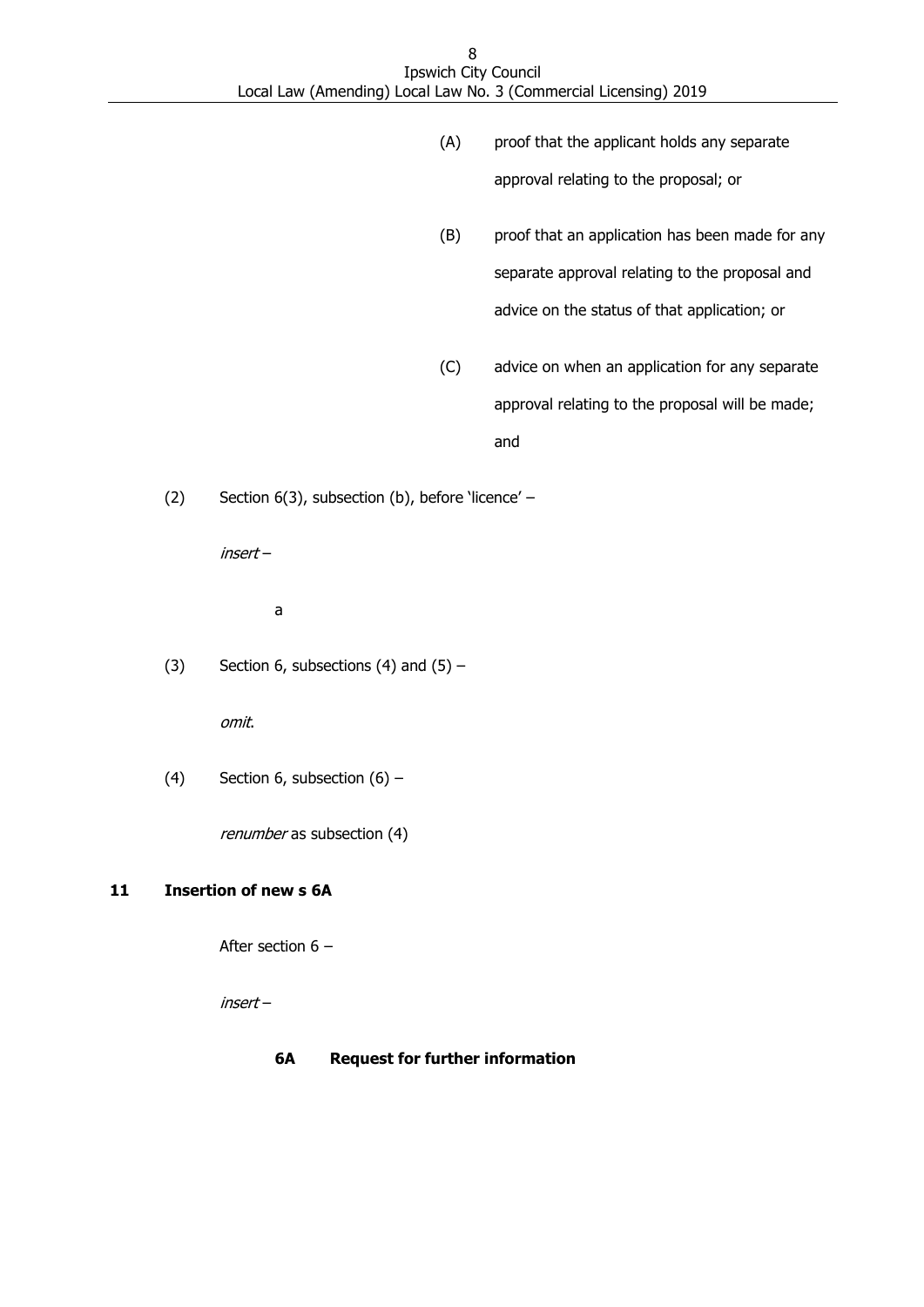(A) proof that the applicant holds any separate approval relating to the proposal; or

(B) proof that an application has been made for any separate approval relating to the proposal and advice on the status of that application; or

(C) advice on when an application for any separate approval relating to the proposal will be made; and

(2) Section 6(3), subsection (b), before 'licence' –

*insert* –

a

(3) Section 6, subsections (4) and (5) –

*omit*.

(4) Section 6, subsection (6) –

*renumber* as subsection (4)

**11 Insertion of new s 6A**

After section 6 –

*insert* –

**6A Request for further information**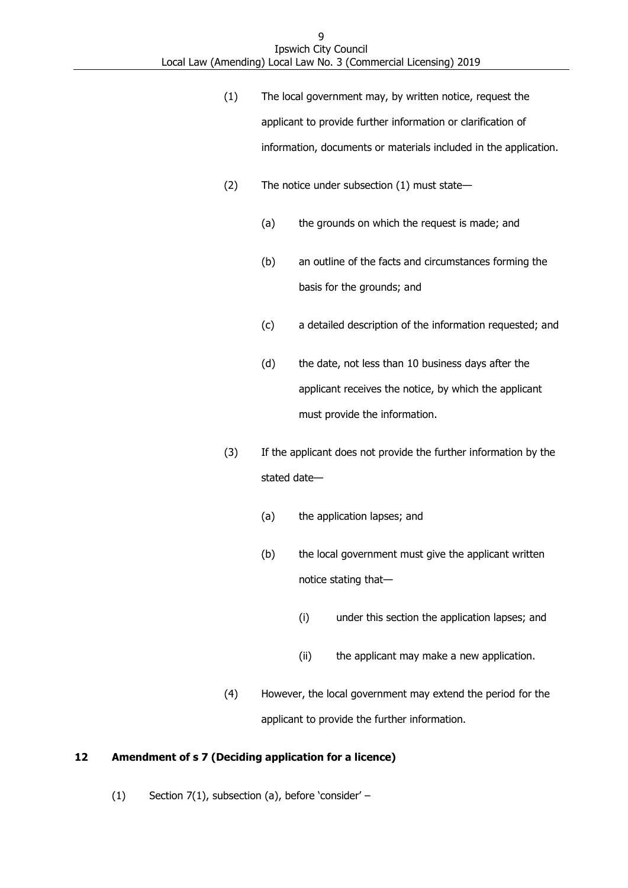(1) The local government may, by written notice, request the applicant to provide further information or clarification of information, documents or materials included in the application.

(2) The notice under subsection (1) must state—

(a) the grounds on which the request is made; and

(b) an outline of the facts and circumstances forming the basis for the grounds; and

(c) a detailed description of the information requested; and

(d) the date, not less than 10 business days after the applicant receives the notice, by which the applicant must provide the information.

(3) If the applicant does not provide the further information by the stated date—

(a) the application lapses; and

(b) the local government must give the applicant written notice stating that—

(i) under this section the application lapses; and

(ii) the applicant may make a new application.

(4) However, the local government may extend the period for the applicant to provide the further information.

### 12 Amendment of s 7 (Deciding application for a licence)

(1) Section 7(1), subsection (a), before 'consider' –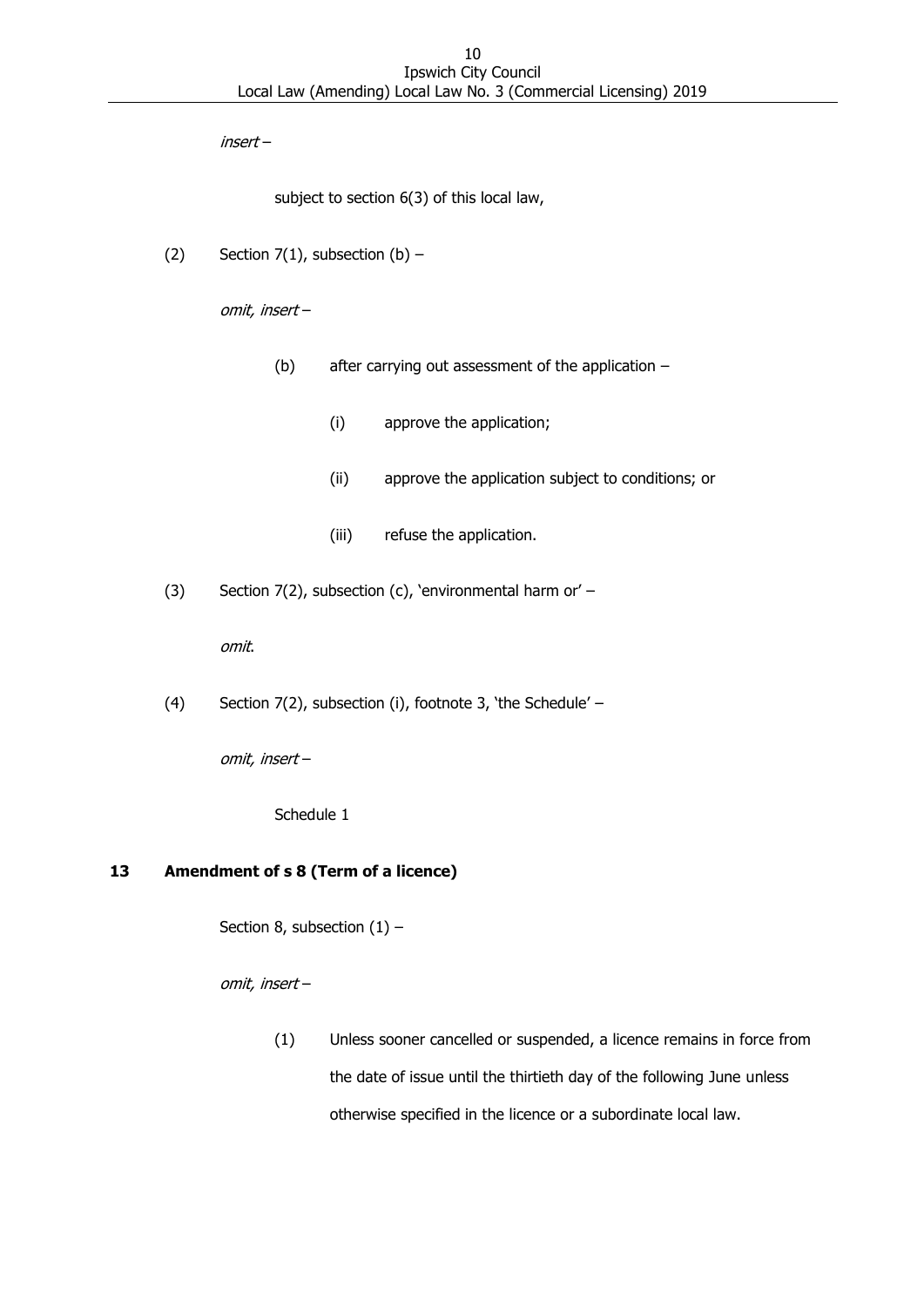*insert* –

subject to section 6(3) of this local law,

(2) Section 7(1), subsection (b) –

*omit, insert* –

(b) after carrying out assessment of the application –

(i) approve the application;

(ii) approve the application subject to conditions; or

(iii) refuse the application.

(3) Section 7(2), subsection (c), 'environmental harm or' –

*omit*.

(4) Section 7(2), subsection (i), footnote 3, 'the Schedule' –

*omit, insert* –

Schedule 1

## 13 Amendment of s 8 (Term of a licence)

Section 8, subsection (1) –

*omit, insert* –

(1) Unless sooner cancelled or suspended, a licence remains in force from the date of issue until the thirtieth day of the following June unless otherwise specified in the licence or a subordinate local law.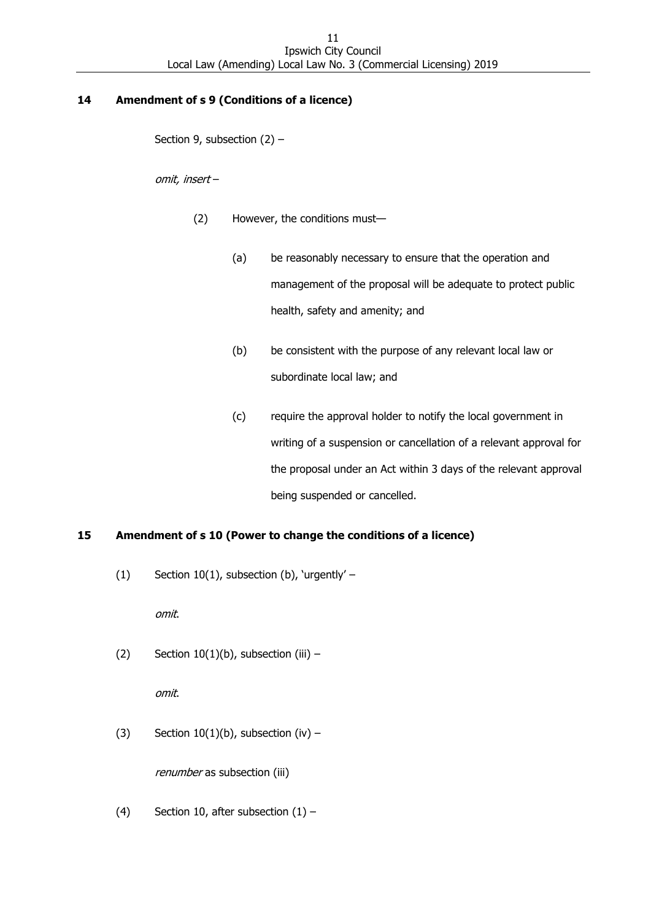## 14 Amendment of s 9 (Conditions of a licence)

Section 9, subsection (2) –

*omit, insert* –

(2) However, the conditions must—

(a) be reasonably necessary to ensure that the operation and management of the proposal will be adequate to protect public health, safety and amenity; and

(b) be consistent with the purpose of any relevant local law or subordinate local law; and

(c) require the approval holder to notify the local government in writing of a suspension or cancellation of a relevant approval for the proposal under an Act within 3 days of the relevant approval being suspended or cancelled.

## 15 Amendment of s 10 (Power to change the conditions of a licence)

(1) Section 10(1), subsection (b), 'urgently' –

*omit*.

(2) Section 10(1)(b), subsection (iii) –

*omit*.

(3) Section 10(1)(b), subsection (iv) –

*renumber* as subsection (iii)

(4) Section 10, after subsection (1) –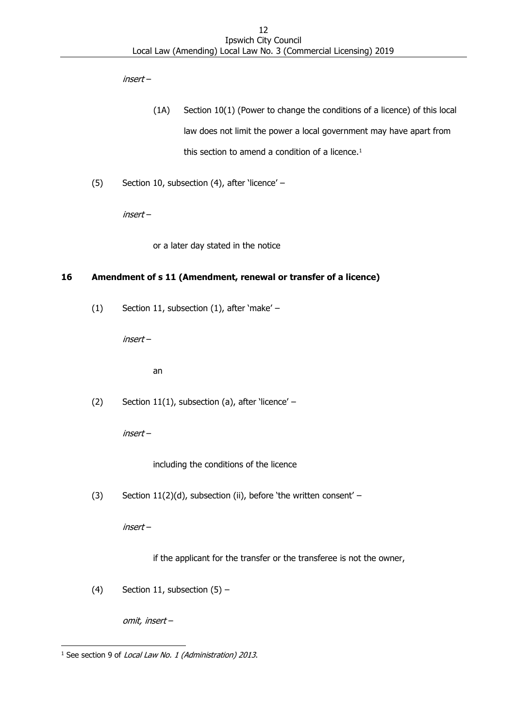*insert* –

(1A) Section 10(1) (Power to change the conditions of a licence) of this local law does not limit the power a local government may have apart from this section to amend a condition of a licence.[1]

(5) Section 10, subsection (4), after 'licence' –

*insert* –

or a later day stated in the notice

## 16 Amendment of s 11 (Amendment, renewal or transfer of a licence)

(1) Section 11, subsection (1), after 'make' –

*insert* –

an

(2) Section 11(1), subsection (a), after 'licence' –

*insert* –

including the conditions of the licence

(3) Section 11(2)(d), subsection (ii), before 'the written consent' –

*insert* –

if the applicant for the transfer or the transferee is not the owner,

(4) Section 11, subsection (5) –

*omit, insert* –

[1] See section 9 of *Local Law No. 1 (Administration) 2013*.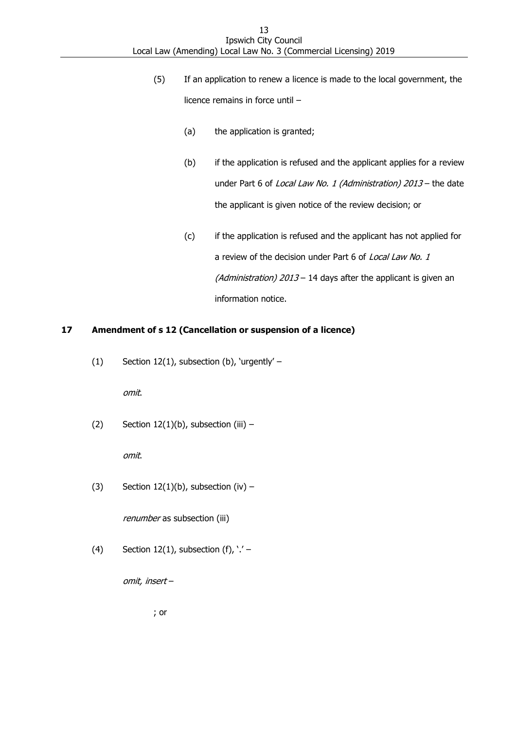(5) If an application to renew a licence is made to the local government, the licence remains in force until –

(a) the application is granted;

(b) if the application is refused and the applicant applies for a review under Part 6 of *Local Law No. 1 (Administration) 2013* – the date the applicant is given notice of the review decision; or

(c) if the application is refused and the applicant has not applied for a review of the decision under Part 6 of *Local Law No. 1 (Administration) 2013* – 14 days after the applicant is given an information notice.

**17 Amendment of s 12 (Cancellation or suspension of a licence)**

(1) Section 12(1), subsection (b), 'urgently' –

*omit*.

(2) Section 12(1)(b), subsection (iii) –

*omit*.

(3) Section 12(1)(b), subsection (iv) –

*renumber* as subsection (iii)

(4) Section 12(1), subsection (f), '.' –

*omit, insert* –

; or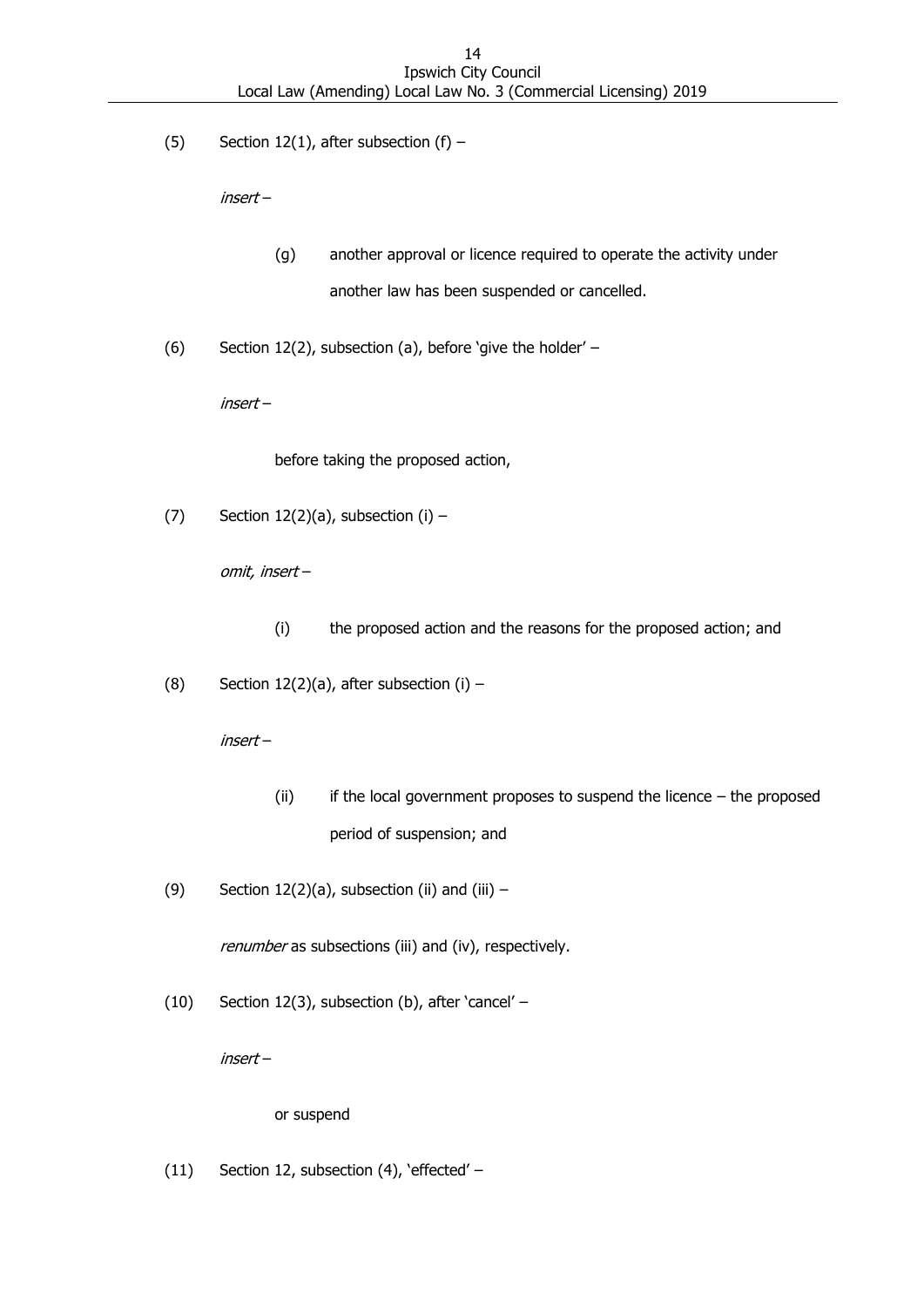(5) Section 12(1), after subsection (f) –

*insert* –

> (g) another approval or licence required to operate the activity under another law has been suspended or cancelled.

(6) Section 12(2), subsection (a), before 'give the holder' –

*insert* –

> before taking the proposed action,

(7) Section 12(2)(a), subsection (i) –

*omit, insert* –

> (i) the proposed action and the reasons for the proposed action; and

(8) Section 12(2)(a), after subsection (i) –

*insert* –

> (ii) if the local government proposes to suspend the licence – the proposed period of suspension; and

(9) Section 12(2)(a), subsection (ii) and (iii) –

*renumber* as subsections (iii) and (iv), respectively.

(10) Section 12(3), subsection (b), after 'cancel' –

*insert* –

> or suspend

(11) Section 12, subsection (4), 'effected' –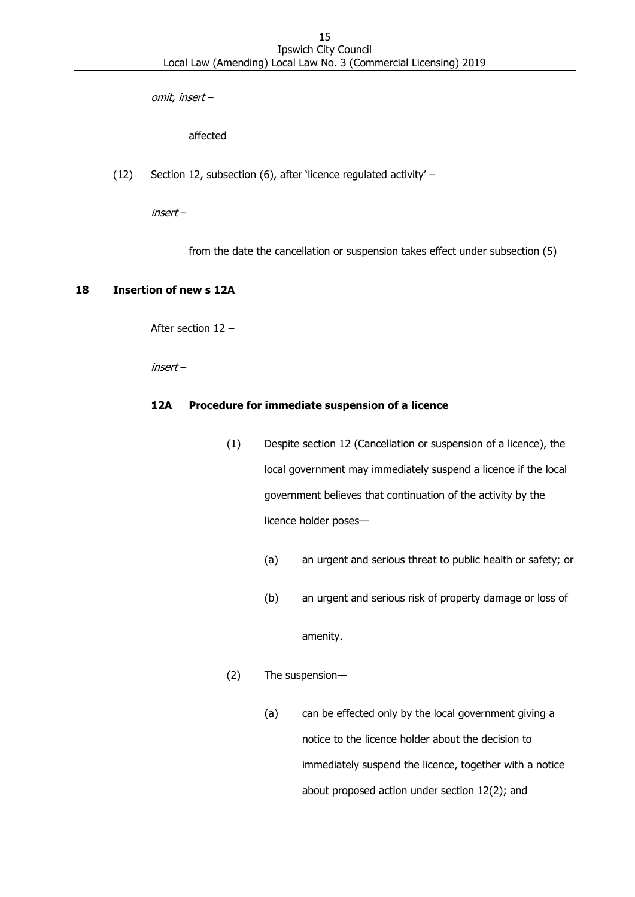*omit, insert –*

affected

(12) Section 12, subsection (6), after 'licence regulated activity' –

*insert –*

from the date the cancellation or suspension takes effect under subsection (5)

**18 Insertion of new s 12A**

After section 12 –

*insert –*

**12A Procedure for immediate suspension of a licence**

(1) Despite section 12 (Cancellation or suspension of a licence), the local government may immediately suspend a licence if the local government believes that continuation of the activity by the licence holder poses—

(a) an urgent and serious threat to public health or safety; or

(b) an urgent and serious risk of property damage or loss of amenity.

(2) The suspension—

(a) can be effected only by the local government giving a notice to the licence holder about the decision to immediately suspend the licence, together with a notice about proposed action under section 12(2); and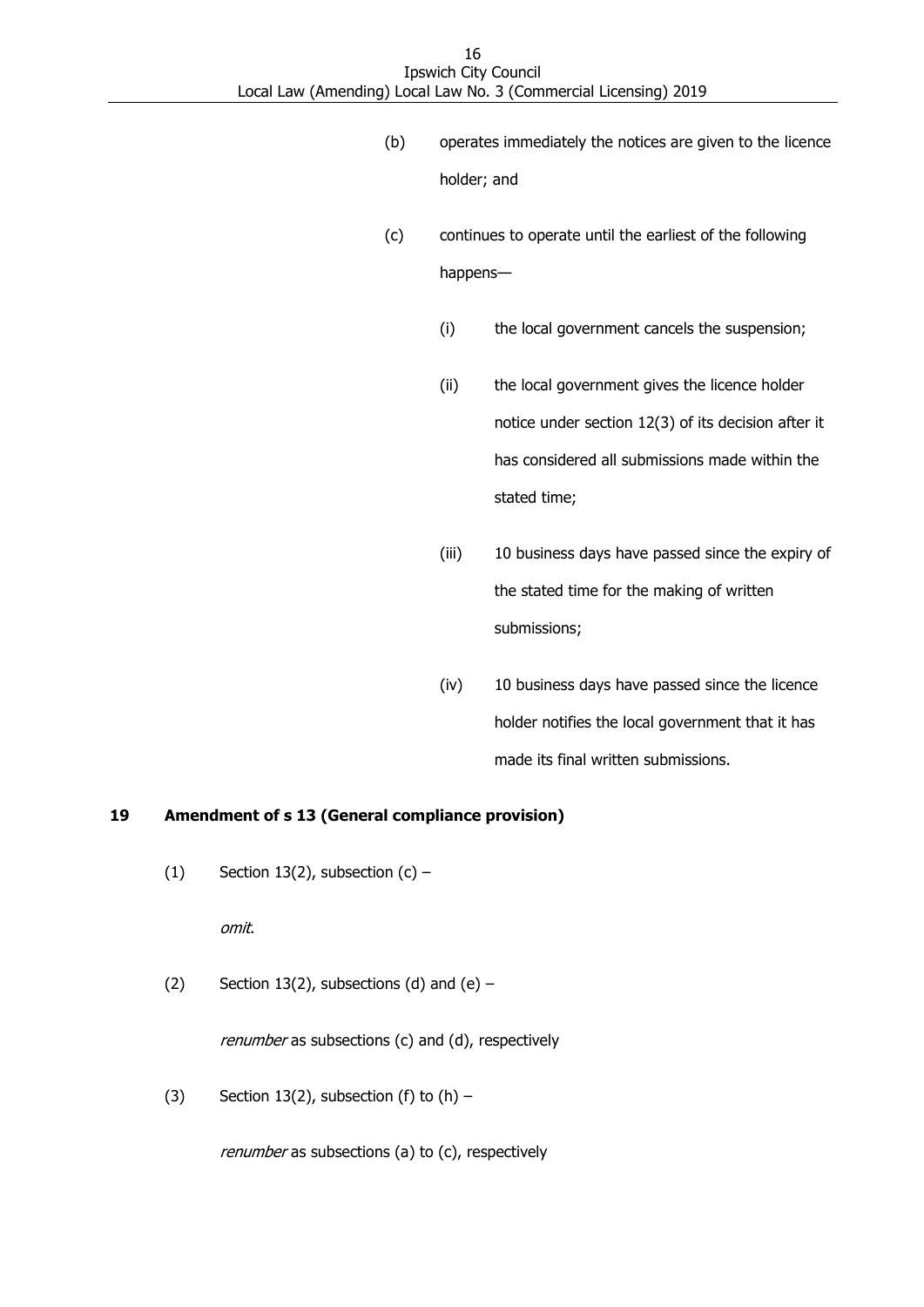(b) operates immediately the notices are given to the licence holder; and

(c) continues to operate until the earliest of the following happens—

   (i) the local government cancels the suspension;

   (ii) the local government gives the licence holder notice under section 12(3) of its decision after it has considered all submissions made within the stated time;

   (iii) 10 business days have passed since the expiry of the stated time for the making of written submissions;

   (iv) 10 business days have passed since the licence holder notifies the local government that it has made its final written submissions.

**19 Amendment of s 13 (General compliance provision)**

(1) Section 13(2), subsection (c) –

*omit*.

(2) Section 13(2), subsections (d) and (e) –

*renumber* as subsections (c) and (d), respectively

(3) Section 13(2), subsection (f) to (h) –

*renumber* as subsections (a) to (c), respectively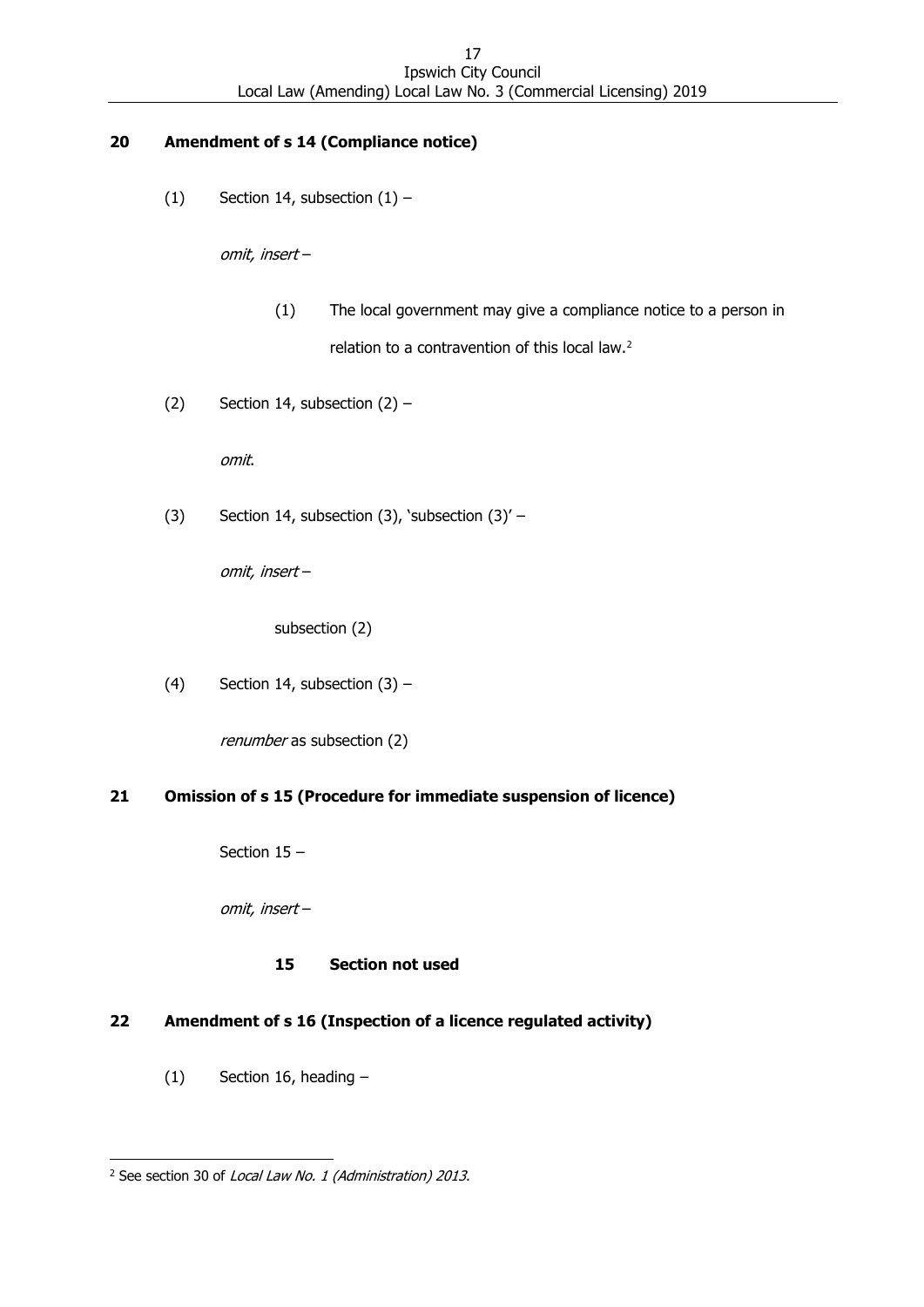## 20 Amendment of s 14 (Compliance notice)

(1) Section 14, subsection (1) –

*omit, insert* –

> (1) The local government may give a compliance notice to a person in relation to a contravention of this local law.[2]

(2) Section 14, subsection (2) –

*omit*.

(3) Section 14, subsection (3), 'subsection (3)' –

*omit, insert* –

> subsection (2)

(4) Section 14, subsection (3) –

*renumber* as subsection (2)

## 21 Omission of s 15 (Procedure for immediate suspension of licence)

Section 15 –

*omit, insert* –

> **15 Section not used**

## 22 Amendment of s 16 (Inspection of a licence regulated activity)

(1) Section 16, heading –

---

[2] See section 30 of *Local Law No. 1 (Administration) 2013*.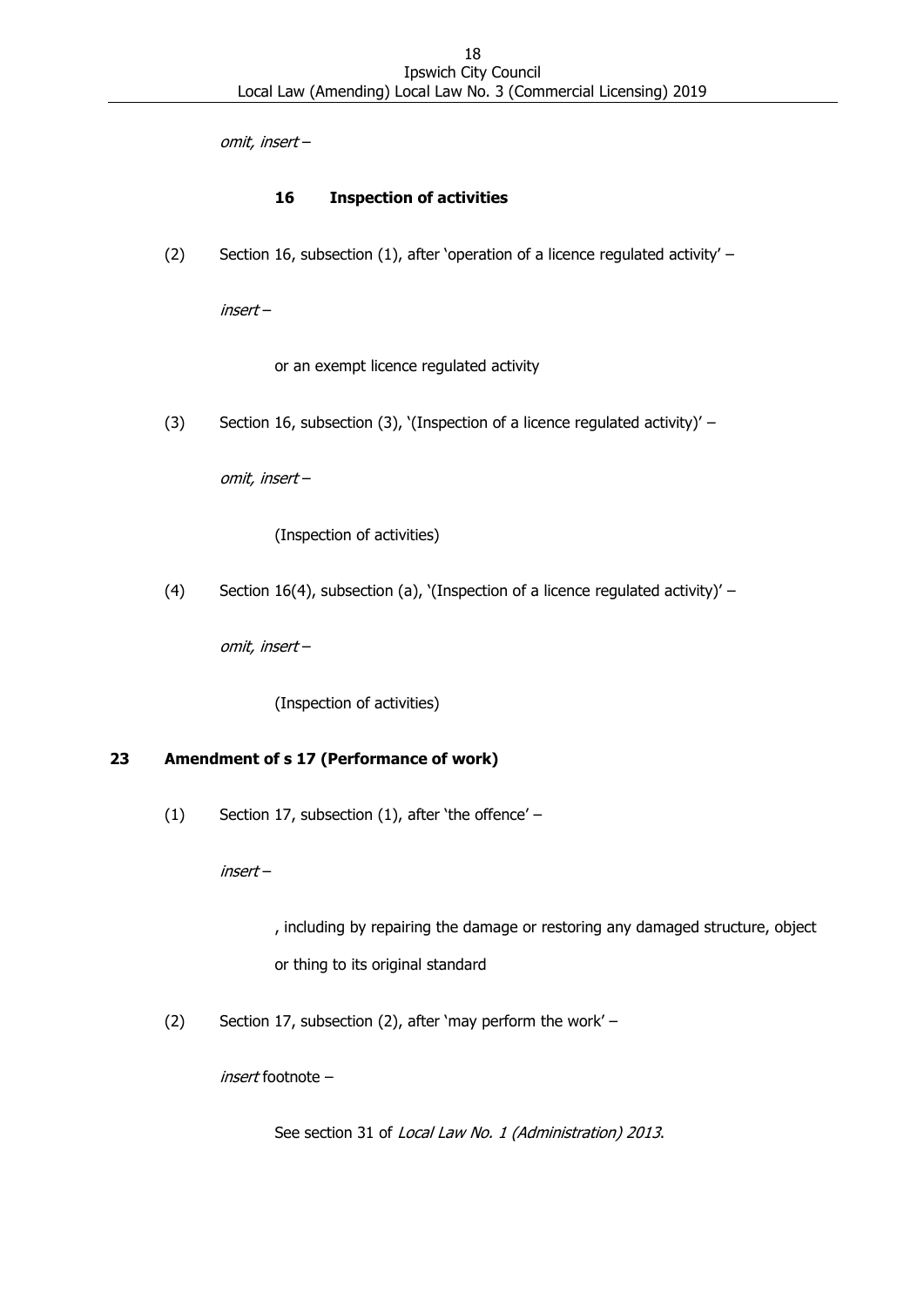*omit, insert –*

**16 Inspection of activities**

(2) Section 16, subsection (1), after 'operation of a licence regulated activity' –

*insert –*

or an exempt licence regulated activity

(3) Section 16, subsection (3), '(Inspection of a licence regulated activity)' –

*omit, insert –*

(Inspection of activities)

(4) Section 16(4), subsection (a), '(Inspection of a licence regulated activity)' –

*omit, insert –*

(Inspection of activities)

## 23 Amendment of s 17 (Performance of work)

(1) Section 17, subsection (1), after 'the offence' –

*insert –*

, including by repairing the damage or restoring any damaged structure, object or thing to its original standard

(2) Section 17, subsection (2), after 'may perform the work' –

*insert* footnote –

See section 31 of *Local Law No. 1 (Administration) 2013*.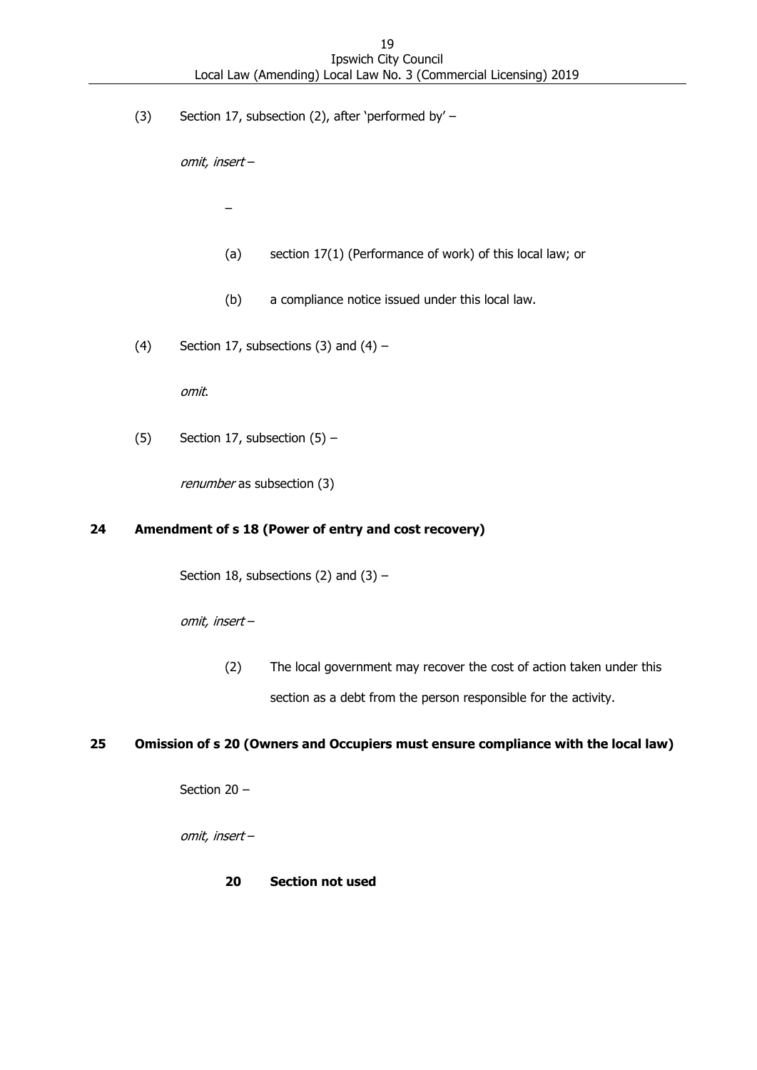(3) Section 17, subsection (2), after 'performed by' –

*omit, insert* –

–

(a) section 17(1) (Performance of work) of this local law; or

(b) a compliance notice issued under this local law.

(4) Section 17, subsections (3) and (4) –

*omit*.

(5) Section 17, subsection (5) –

*renumber* as subsection (3)

**24 Amendment of s 18 (Power of entry and cost recovery)**

Section 18, subsections (2) and (3) –

*omit, insert* –

(2) The local government may recover the cost of action taken under this section as a debt from the person responsible for the activity.

**25 Omission of s 20 (Owners and Occupiers must ensure compliance with the local law)**

Section 20 –

*omit, insert* –

**20 Section not used**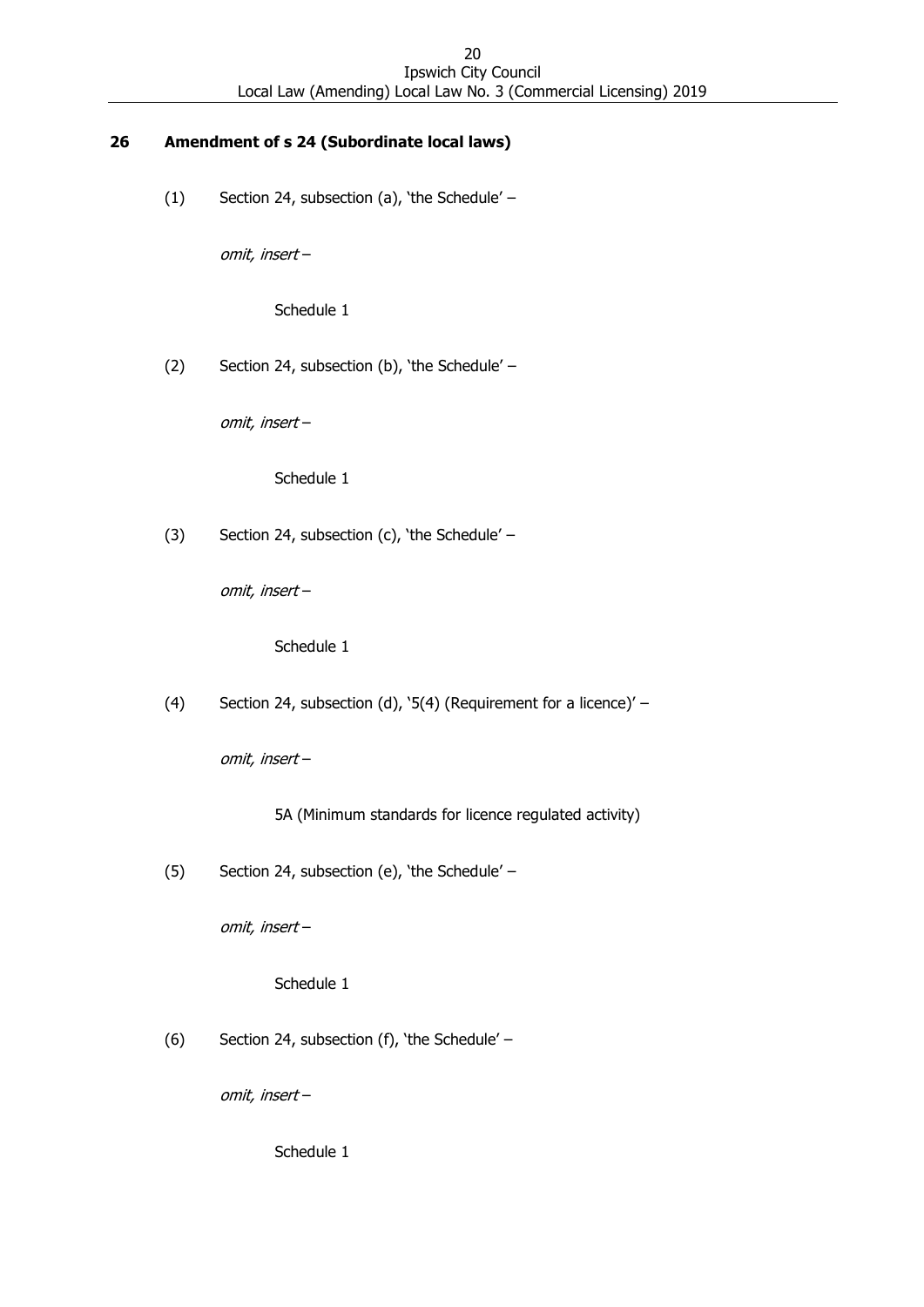## 26 Amendment of s 24 (Subordinate local laws)

(1) Section 24, subsection (a), 'the Schedule' –

*omit, insert* –

Schedule 1

(2) Section 24, subsection (b), 'the Schedule' –

*omit, insert* –

Schedule 1

(3) Section 24, subsection (c), 'the Schedule' –

*omit, insert* –

Schedule 1

(4) Section 24, subsection (d), '5(4) (Requirement for a licence)' –

*omit, insert* –

5A (Minimum standards for licence regulated activity)

(5) Section 24, subsection (e), 'the Schedule' –

*omit, insert* –

Schedule 1

(6) Section 24, subsection (f), 'the Schedule' –

*omit, insert* –

Schedule 1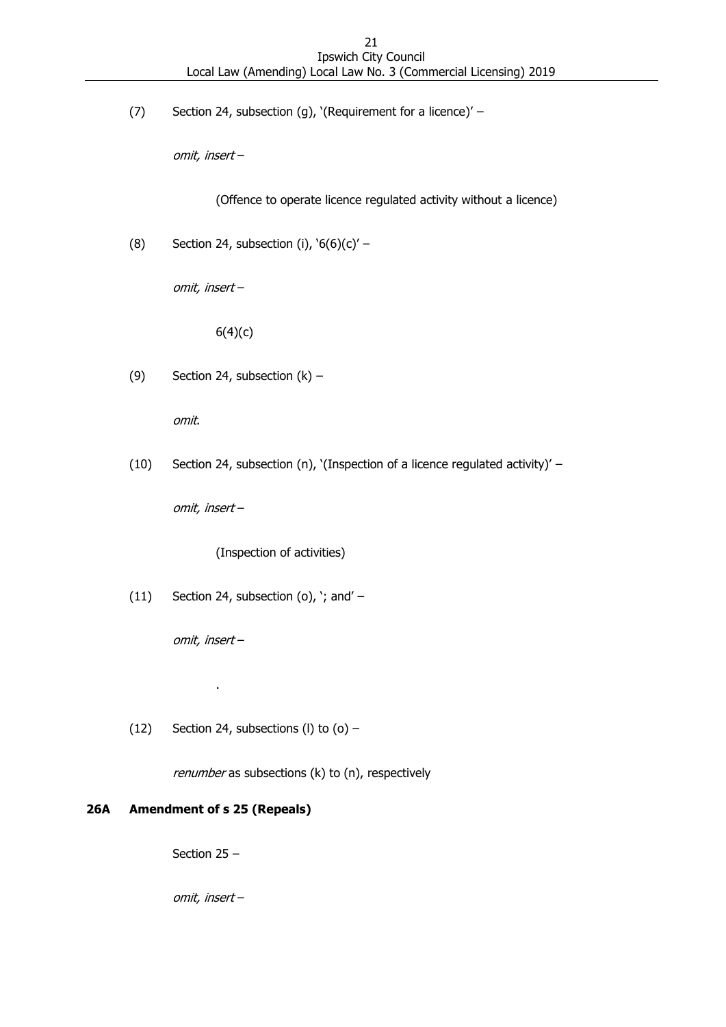(7) Section 24, subsection (g), '(Requirement for a licence)' –

*omit, insert* –

(Offence to operate licence regulated activity without a licence)

(8) Section 24, subsection (i), '6(6)(c)' –

*omit, insert* –

6(4)(c)

(9) Section 24, subsection (k) –

*omit*.

(10) Section 24, subsection (n), '(Inspection of a licence regulated activity)' –

*omit, insert* –

(Inspection of activities)

(11) Section 24, subsection (o), '; and' –

*omit, insert* –

.

(12) Section 24, subsections (l) to (o) –

*renumber* as subsections (k) to (n), respectively

**26A Amendment of s 25 (Repeals)**

Section 25 –

*omit, insert* –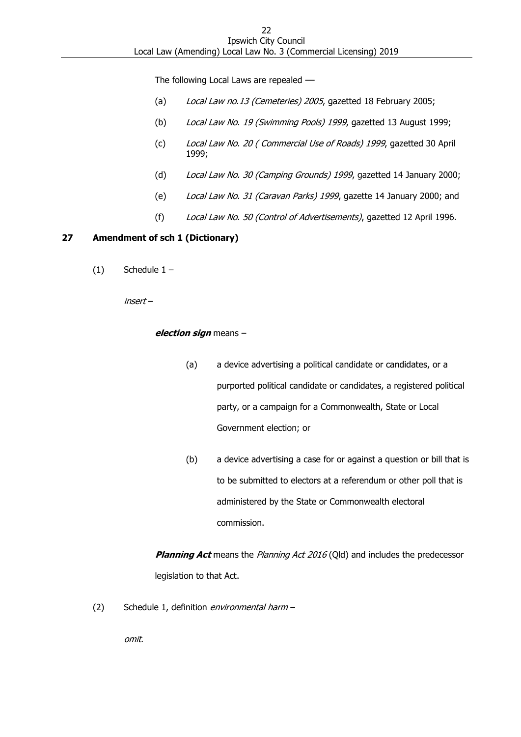The following Local Laws are repealed —

(a) *Local Law no.13 (Cemeteries) 2005*, gazetted 18 February 2005;

(b) *Local Law No. 19 (Swimming Pools) 1999*, gazetted 13 August 1999;

(c) *Local Law No. 20 ( Commercial Use of Roads) 1999*, gazetted 30 April 1999;

(d) *Local Law No. 30 (Camping Grounds) 1999*, gazetted 14 January 2000;

(e) *Local Law No. 31 (Caravan Parks) 1999*, gazette 14 January 2000; and

(f) *Local Law No. 50 (Control of Advertisements)*, gazetted 12 April 1996.

## 27 Amendment of sch 1 (Dictionary)

(1) Schedule 1 –

*insert* –

***election sign*** means –

(a) a device advertising a political candidate or candidates, or a purported political candidate or candidates, a registered political party, or a campaign for a Commonwealth, State or Local Government election; or

(b) a device advertising a case for or against a question or bill that is to be submitted to electors at a referendum or other poll that is administered by the State or Commonwealth electoral commission.

***Planning Act*** means the *Planning Act 2016* (Qld) and includes the predecessor legislation to that Act.

(2) Schedule 1, definition *environmental harm* –

*omit*.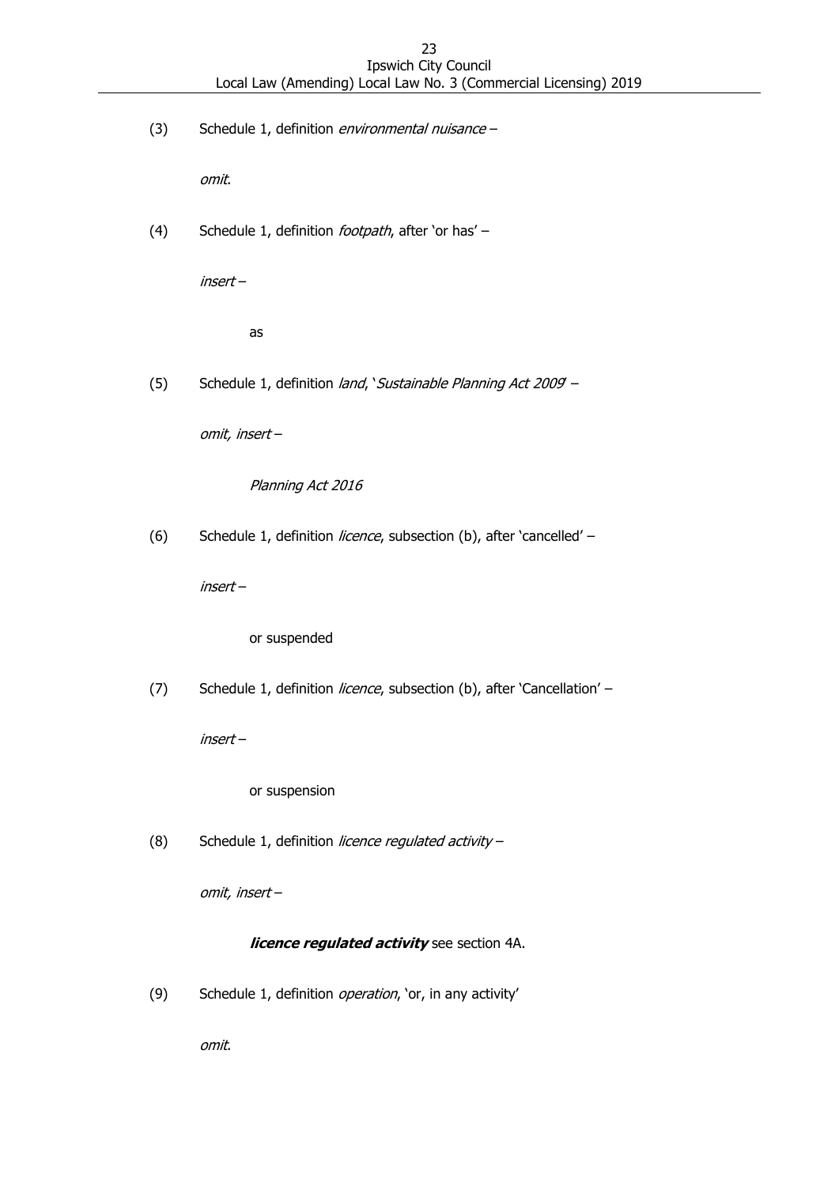(3) Schedule 1, definition *environmental nuisance* –

*omit*.

(4) Schedule 1, definition *footpath*, after 'or has' –

*insert* –

as

(5) Schedule 1, definition *land*, '*Sustainable Planning Act 2009*' –

*omit, insert* –

*Planning Act 2016*

(6) Schedule 1, definition *licence*, subsection (b), after 'cancelled' –

*insert* –

or suspended

(7) Schedule 1, definition *licence*, subsection (b), after 'Cancellation' –

*insert* –

or suspension

(8) Schedule 1, definition *licence regulated activity* –

*omit, insert* –

***licence regulated activity*** see section 4A.

(9) Schedule 1, definition *operation*, 'or, in any activity'

*omit*.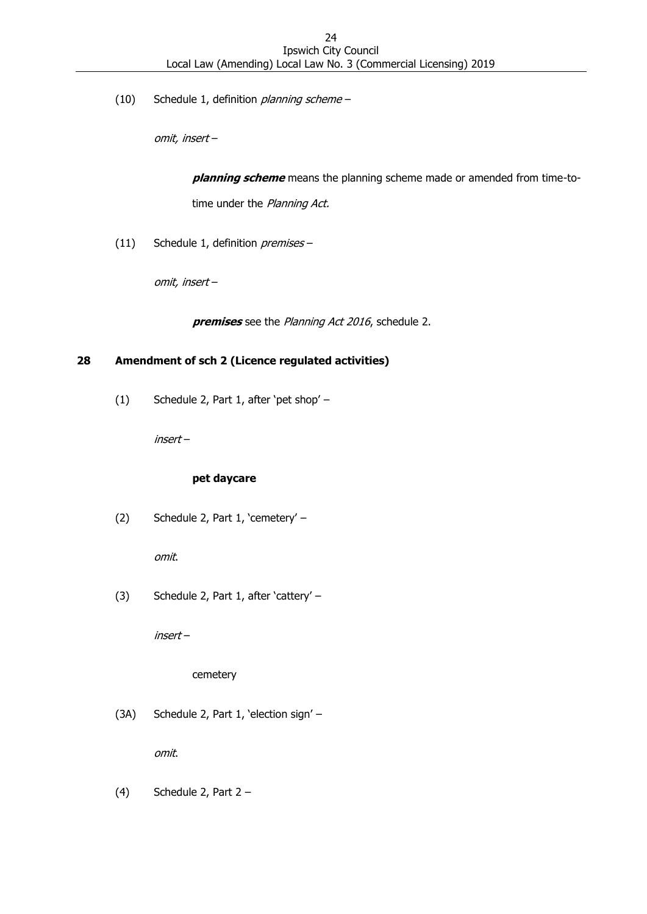(10) Schedule 1, definition *planning scheme* –

*omit, insert* –

> ***planning scheme*** means the planning scheme made or amended from time-to-time under the *Planning Act.*

(11) Schedule 1, definition *premises* –

*omit, insert* –

> ***premises*** see the *Planning Act 2016*, schedule 2.

### 28 Amendment of sch 2 (Licence regulated activities)

(1) Schedule 2, Part 1, after 'pet shop' –

*insert* –

> **pet daycare**

(2) Schedule 2, Part 1, 'cemetery' –

*omit*.

(3) Schedule 2, Part 1, after 'cattery' –

*insert* –

> cemetery

(3A) Schedule 2, Part 1, 'election sign' –

*omit*.

(4) Schedule 2, Part 2 –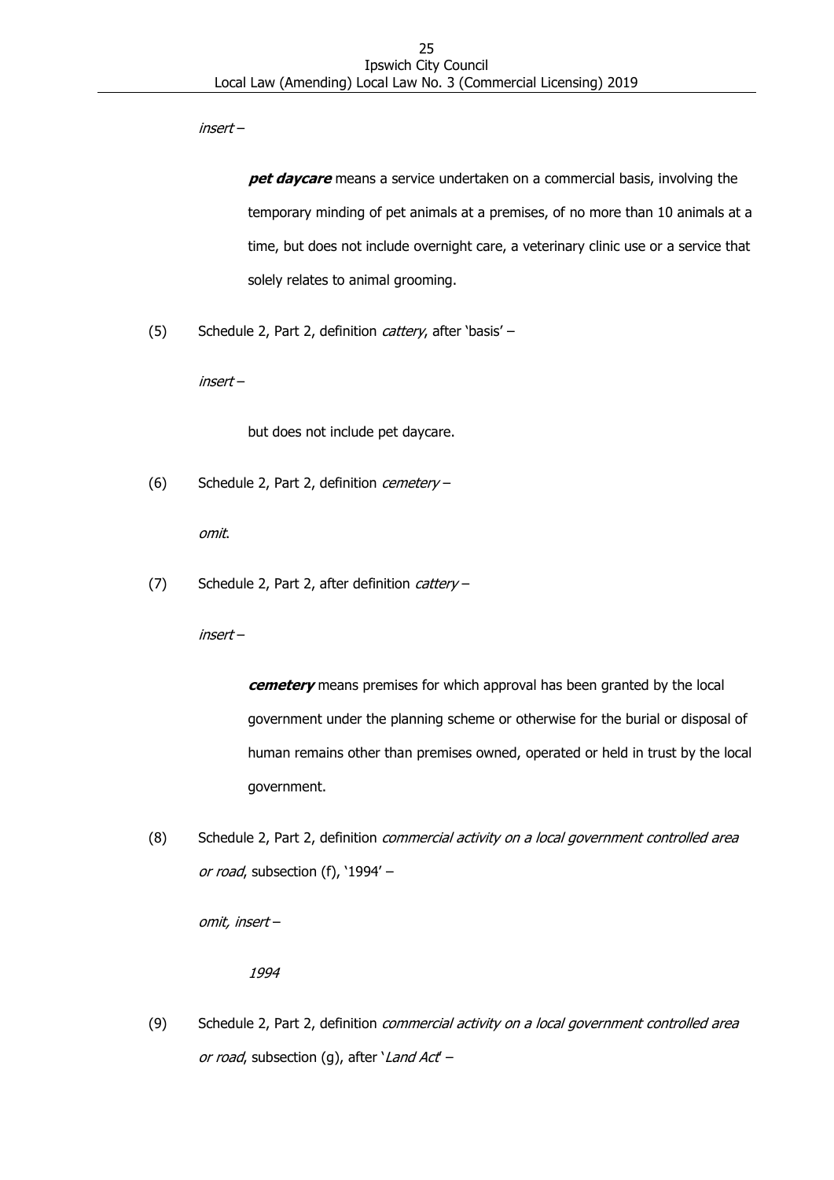*insert* –

> ***pet daycare*** means a service undertaken on a commercial basis, involving the temporary minding of pet animals at a premises, of no more than 10 animals at a time, but does not include overnight care, a veterinary clinic use or a service that solely relates to animal grooming.

(5) Schedule 2, Part 2, definition *cattery*, after 'basis' –

*insert* –

> but does not include pet daycare.

(6) Schedule 2, Part 2, definition *cemetery* –

*omit*.

(7) Schedule 2, Part 2, after definition *cattery* –

*insert* –

> ***cemetery*** means premises for which approval has been granted by the local government under the planning scheme or otherwise for the burial or disposal of human remains other than premises owned, operated or held in trust by the local government.

(8) Schedule 2, Part 2, definition *commercial activity on a local government controlled area or road*, subsection (f), '1994' –

*omit, insert* –

> *1994*

(9) Schedule 2, Part 2, definition *commercial activity on a local government controlled area or road*, subsection (g), after '*Land Act*' –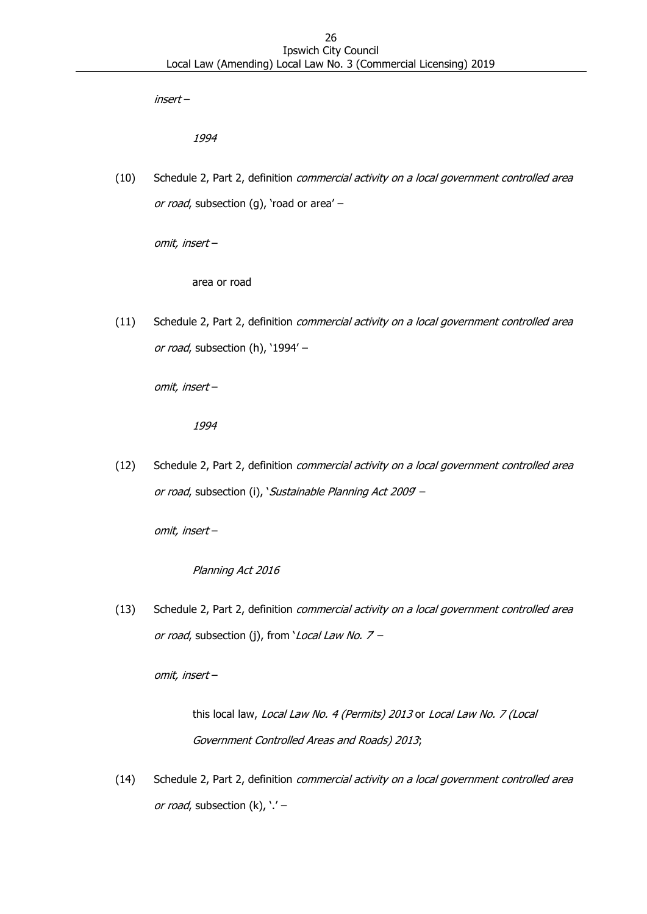*insert* –

*1994*

(10) Schedule 2, Part 2, definition *commercial activity on a local government controlled area or road*, subsection (g), 'road or area' –

*omit, insert* –

area or road

(11) Schedule 2, Part 2, definition *commercial activity on a local government controlled area or road*, subsection (h), '1994' –

*omit, insert* –

*1994*

(12) Schedule 2, Part 2, definition *commercial activity on a local government controlled area or road*, subsection (i), '*Sustainable Planning Act 2009*' –

*omit, insert* –

*Planning Act 2016*

(13) Schedule 2, Part 2, definition *commercial activity on a local government controlled area or road*, subsection (j), from '*Local Law No. 7* –

*omit, insert* –

this local law, *Local Law No. 4 (Permits) 2013* or *Local Law No. 7 (Local Government Controlled Areas and Roads) 2013*;

(14) Schedule 2, Part 2, definition *commercial activity on a local government controlled area or road*, subsection (k), '.' –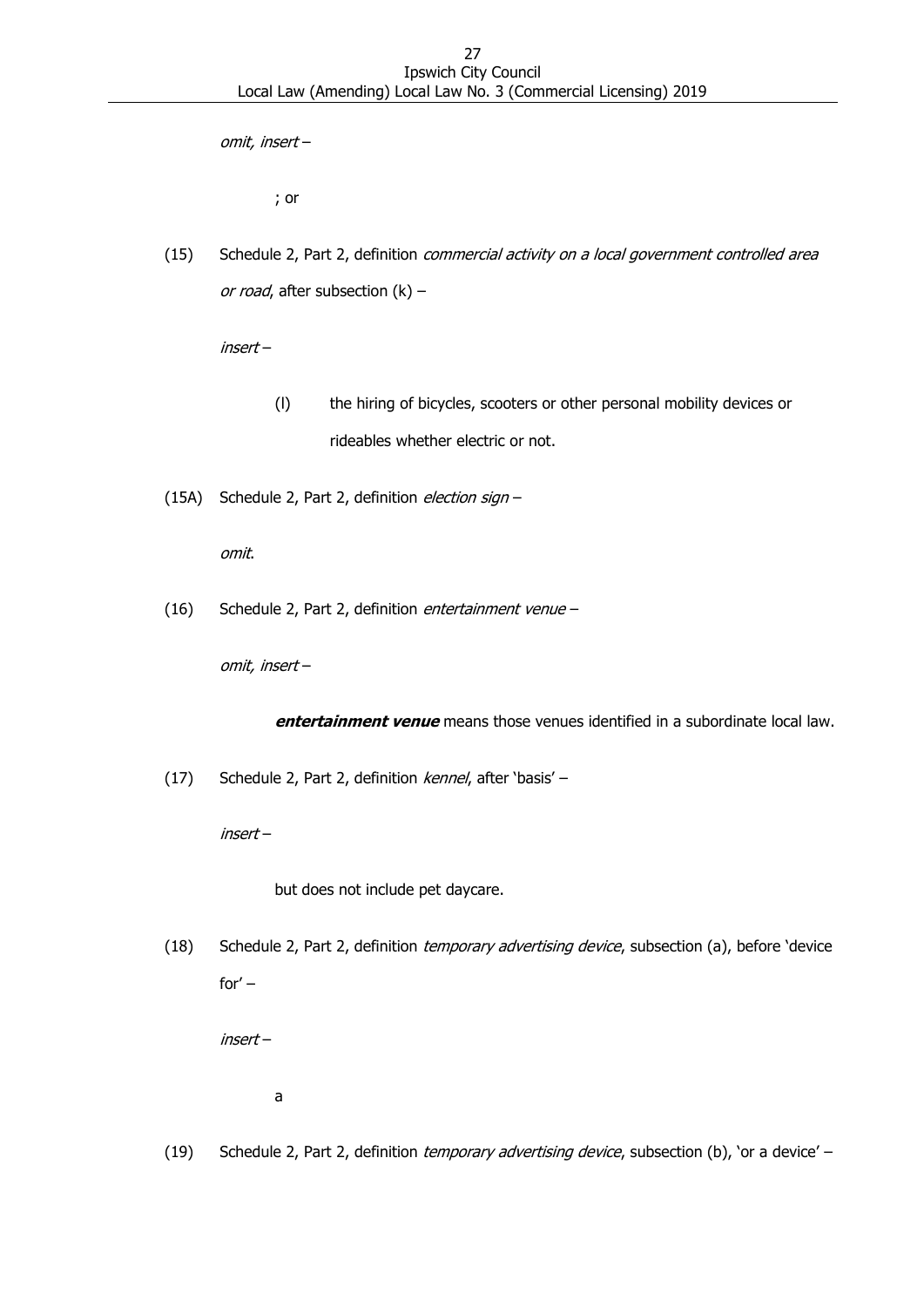*omit, insert* –

; or

(15) Schedule 2, Part 2, definition *commercial activity on a local government controlled area or road*, after subsection (k) –

*insert* –

(l) the hiring of bicycles, scooters or other personal mobility devices or rideables whether electric or not.

(15A) Schedule 2, Part 2, definition *election sign* –

*omit*.

(16) Schedule 2, Part 2, definition *entertainment venue* –

*omit, insert* –

***entertainment venue*** means those venues identified in a subordinate local law.

(17) Schedule 2, Part 2, definition *kennel*, after 'basis' –

*insert* –

but does not include pet daycare.

(18) Schedule 2, Part 2, definition *temporary advertising device*, subsection (a), before 'device for' –

*insert* –

a

(19) Schedule 2, Part 2, definition *temporary advertising device*, subsection (b), 'or a device' –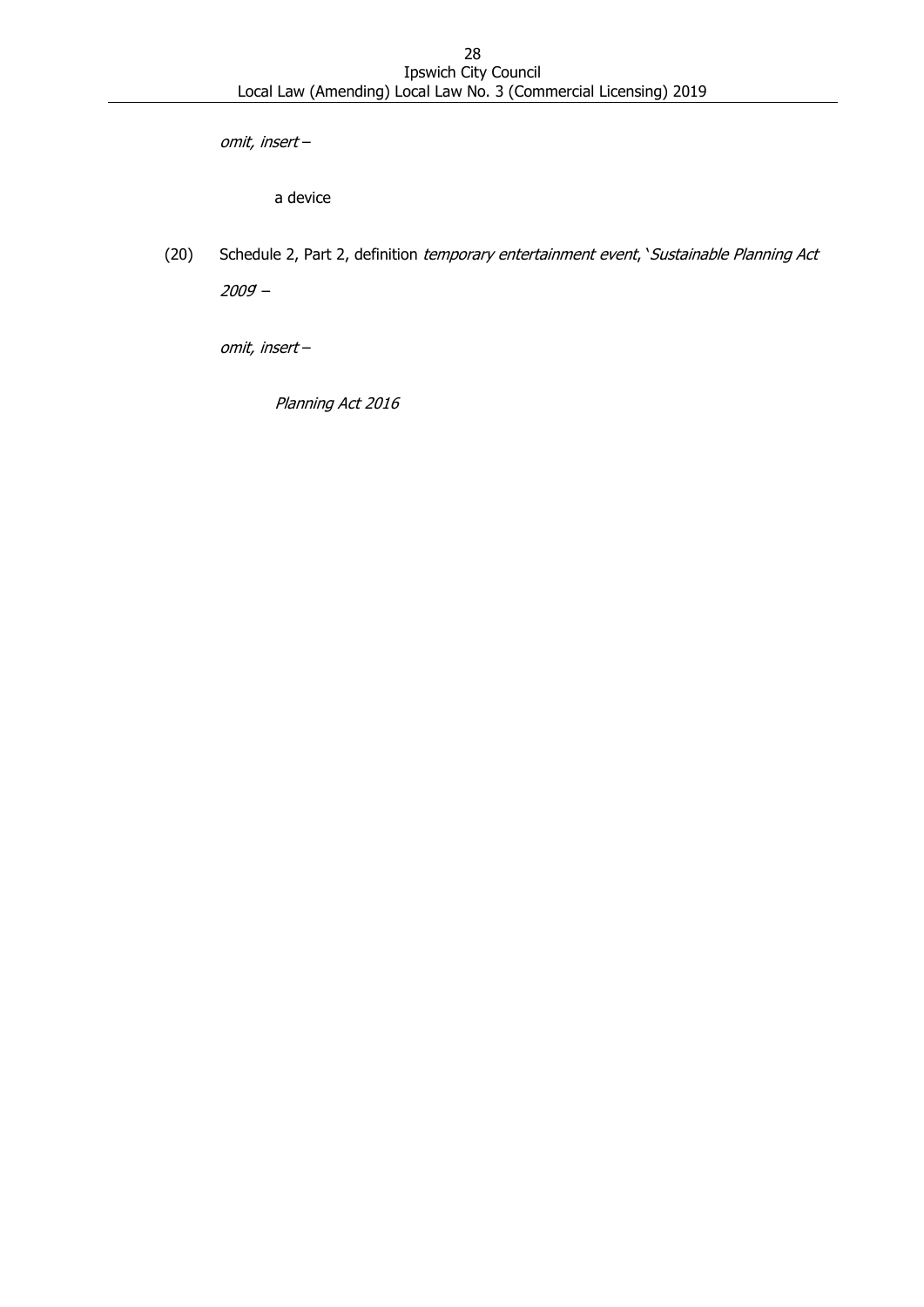*omit, insert* –

a device

(20) Schedule 2, Part 2, definition *temporary entertainment event*, '*Sustainable Planning Act 2009*' –

*omit, insert* –

*Planning Act 2016*